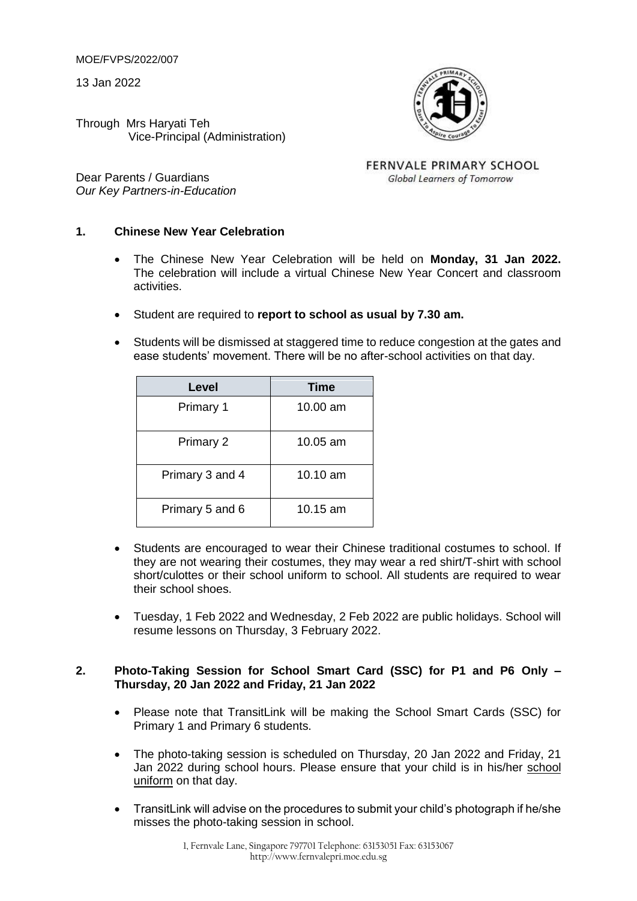MOE/FVPS/2022/007

13 Jan 2022

Through Mrs Haryati Teh
Vice-Principal (Administration)

FERNVALE PRIMARY SCHOOL
*Global Learners of Tomorrow*

Dear Parents / Guardians
*Our Key Partners-in-Education*

## 1. Chinese New Year Celebration

- The Chinese New Year Celebration will be held on **Monday, 31 Jan 2022.** The celebration will include a virtual Chinese New Year Concert and classroom activities.
- Student are required to **report to school as usual by 7.30 am.**
- Students will be dismissed at staggered time to reduce congestion at the gates and ease students' movement. There will be no after-school activities on that day.

| Level | Time |
|---|---|
| Primary 1 | 10.00 am |
| Primary 2 | 10.05 am |
| Primary 3 and 4 | 10.10 am |
| Primary 5 and 6 | 10.15 am |

- Students are encouraged to wear their Chinese traditional costumes to school. If they are not wearing their costumes, they may wear a red shirt/T-shirt with school short/culottes or their school uniform to school. All students are required to wear their school shoes.
- Tuesday, 1 Feb 2022 and Wednesday, 2 Feb 2022 are public holidays. School will resume lessons on Thursday, 3 February 2022.

## 2. Photo-Taking Session for School Smart Card (SSC) for P1 and P6 Only – Thursday, 20 Jan 2022 and Friday, 21 Jan 2022

- Please note that TransitLink will be making the School Smart Cards (SSC) for Primary 1 and Primary 6 students.
- The photo-taking session is scheduled on Thursday, 20 Jan 2022 and Friday, 21 Jan 2022 during school hours. Please ensure that your child is in his/her school uniform on that day.
- TransitLink will advise on the procedures to submit your child's photograph if he/she misses the photo-taking session in school.

1, Fernvale Lane, Singapore 797701 Telephone: 63153051 Fax: 63153067
http://www.fernvalepri.moe.edu.sg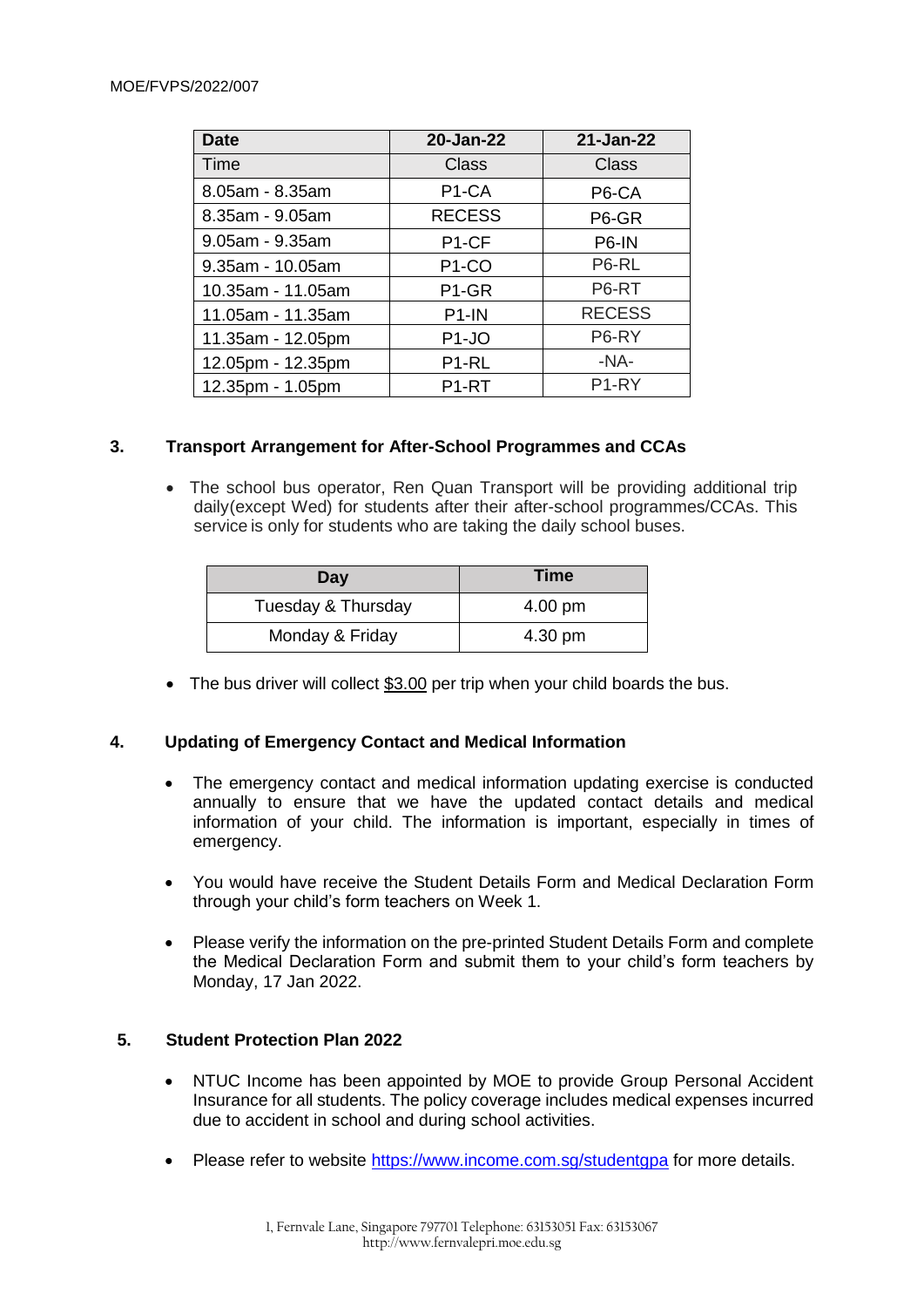| Date | 20-Jan-22 | 21-Jan-22 |
|---|---|---|
| Time | Class | Class |
| 8.05am - 8.35am | P1-CA | P6-CA |
| 8.35am - 9.05am | RECESS | P6-GR |
| 9.05am - 9.35am | P1-CF | P6-IN |
| 9.35am - 10.05am | P1-CO | P6-RL |
| 10.35am - 11.05am | P1-GR | P6-RT |
| 11.05am - 11.35am | P1-IN | RECESS |
| 11.35am - 12.05pm | P1-JO | P6-RY |
| 12.05pm - 12.35pm | P1-RL | -NA- |
| 12.35pm - 1.05pm | P1-RT | P1-RY |

### 3. Transport Arrangement for After-School Programmes and CCAs

- The school bus operator, Ren Quan Transport will be providing additional trip daily(except Wed) for students after their after-school programmes/CCAs. This service is only for students who are taking the daily school buses.

| Day | Time |
|---|---|
| Tuesday & Thursday | 4.00 pm |
| Monday & Friday | 4.30 pm |

- The bus driver will collect $3.00 per trip when your child boards the bus.

### 4. Updating of Emergency Contact and Medical Information

- The emergency contact and medical information updating exercise is conducted annually to ensure that we have the updated contact details and medical information of your child. The information is important, especially in times of emergency.
- You would have receive the Student Details Form and Medical Declaration Form through your child's form teachers on Week 1.
- Please verify the information on the pre-printed Student Details Form and complete the Medical Declaration Form and submit them to your child's form teachers by Monday, 17 Jan 2022.

### 5. Student Protection Plan 2022

- NTUC Income has been appointed by MOE to provide Group Personal Accident Insurance for all students. The policy coverage includes medical expenses incurred due to accident in school and during school activities.
- Please refer to website https://www.income.com.sg/studentgpa for more details.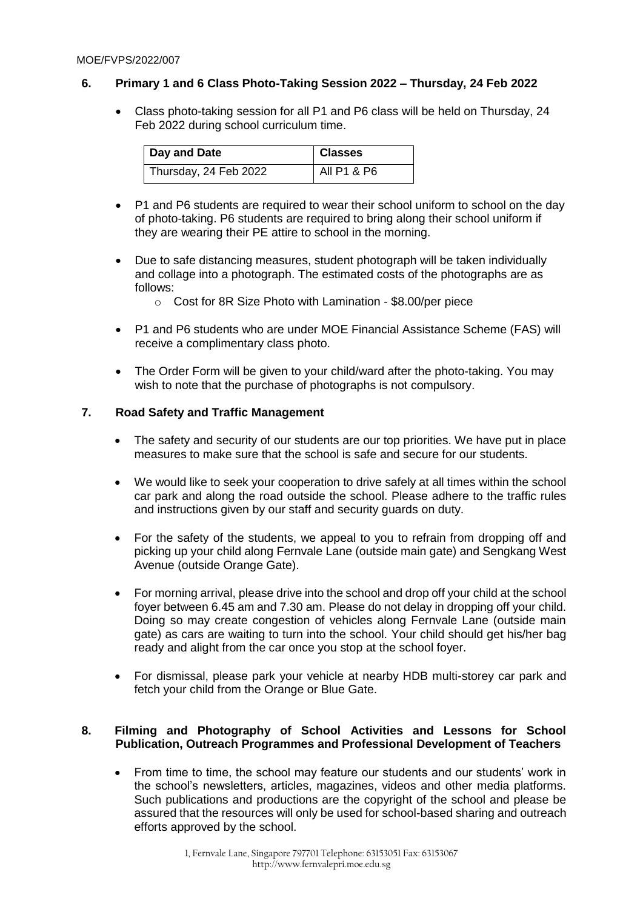## 6. Primary 1 and 6 Class Photo-Taking Session 2022 – Thursday, 24 Feb 2022

- Class photo-taking session for all P1 and P6 class will be held on Thursday, 24 Feb 2022 during school curriculum time.

| Day and Date | Classes |
| --- | --- |
| Thursday, 24 Feb 2022 | All P1 & P6 |

- P1 and P6 students are required to wear their school uniform to school on the day of photo-taking. P6 students are required to bring along their school uniform if they are wearing their PE attire to school in the morning.

- Due to safe distancing measures, student photograph will be taken individually and collage into a photograph. The estimated costs of the photographs are as follows:
  - Cost for 8R Size Photo with Lamination - $8.00/per piece

- P1 and P6 students who are under MOE Financial Assistance Scheme (FAS) will receive a complimentary class photo.

- The Order Form will be given to your child/ward after the photo-taking. You may wish to note that the purchase of photographs is not compulsory.

## 7. Road Safety and Traffic Management

- The safety and security of our students are our top priorities. We have put in place measures to make sure that the school is safe and secure for our students.

- We would like to seek your cooperation to drive safely at all times within the school car park and along the road outside the school. Please adhere to the traffic rules and instructions given by our staff and security guards on duty.

- For the safety of the students, we appeal to you to refrain from dropping off and picking up your child along Fernvale Lane (outside main gate) and Sengkang West Avenue (outside Orange Gate).

- For morning arrival, please drive into the school and drop off your child at the school foyer between 6.45 am and 7.30 am. Please do not delay in dropping off your child. Doing so may create congestion of vehicles along Fernvale Lane (outside main gate) as cars are waiting to turn into the school. Your child should get his/her bag ready and alight from the car once you stop at the school foyer.

- For dismissal, please park your vehicle at nearby HDB multi-storey car park and fetch your child from the Orange or Blue Gate.

## 8. Filming and Photography of School Activities and Lessons for School Publication, Outreach Programmes and Professional Development of Teachers

- From time to time, the school may feature our students and our students' work in the school's newsletters, articles, magazines, videos and other media platforms. Such publications and productions are the copyright of the school and please be assured that the resources will only be used for school-based sharing and outreach efforts approved by the school.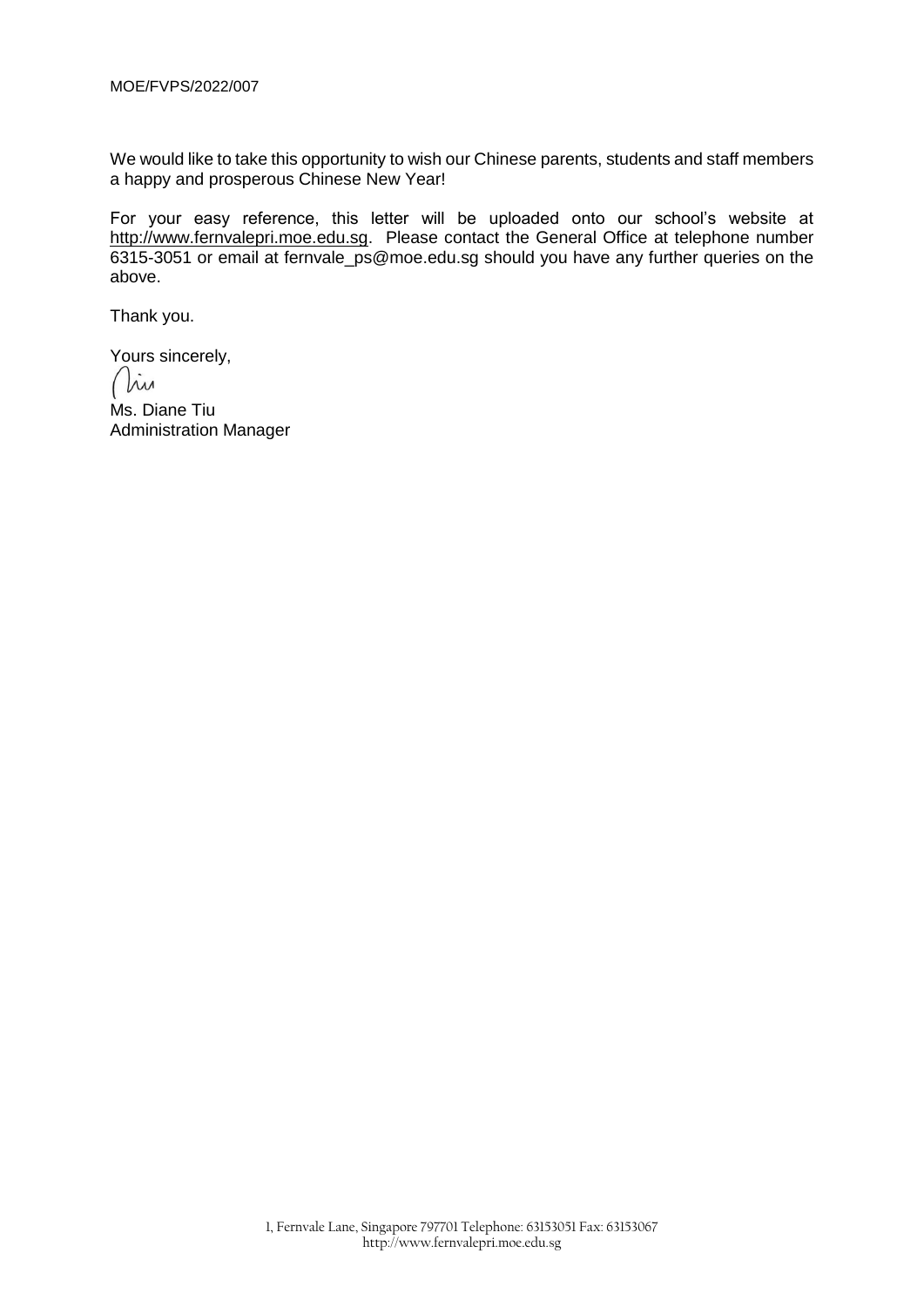MOE/FVPS/2022/007

We would like to take this opportunity to wish our Chinese parents, students and staff members a happy and prosperous Chinese New Year!

For your easy reference, this letter will be uploaded onto our school's website at http://www.fernvalepri.moe.edu.sg. Please contact the General Office at telephone number 6315-3051 or email at fernvale_ps@moe.edu.sg should you have any further queries on the above.

Thank you.

Yours sincerely,

Ms. Diane Tiu
Administration Manager